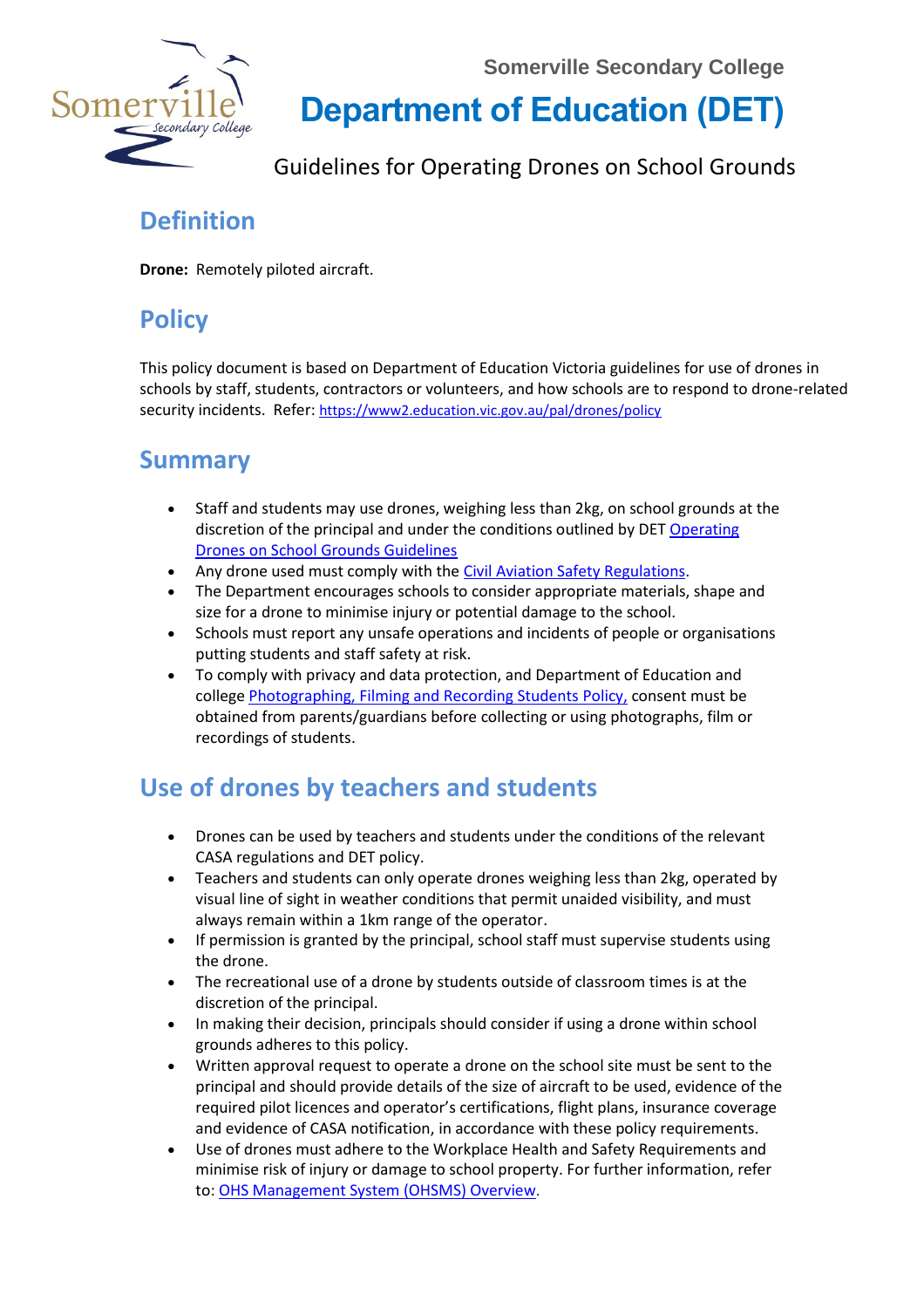Somerville Secondary College

# Department of Education (DET)

Guidelines for Operating Drones on School Grounds

## Definition

**Drone:** Remotely piloted aircraft.

## Policy

This policy document is based on Department of Education Victoria guidelines for use of drones in schools by staff, students, contractors or volunteers, and how schools are to respond to drone-related security incidents. Refer: https://www2.education.vic.gov.au/pal/drones/policy

## Summary

- Staff and students may use drones, weighing less than 2kg, on school grounds at the discretion of the principal and under the conditions outlined by DET Operating Drones on School Grounds Guidelines
- Any drone used must comply with the Civil Aviation Safety Regulations.
- The Department encourages schools to consider appropriate materials, shape and size for a drone to minimise injury or potential damage to the school.
- Schools must report any unsafe operations and incidents of people or organisations putting students and staff safety at risk.
- To comply with privacy and data protection, and Department of Education and college Photographing, Filming and Recording Students Policy, consent must be obtained from parents/guardians before collecting or using photographs, film or recordings of students.

## Use of drones by teachers and students

- Drones can be used by teachers and students under the conditions of the relevant CASA regulations and DET policy.
- Teachers and students can only operate drones weighing less than 2kg, operated by visual line of sight in weather conditions that permit unaided visibility, and must always remain within a 1km range of the operator.
- If permission is granted by the principal, school staff must supervise students using the drone.
- The recreational use of a drone by students outside of classroom times is at the discretion of the principal.
- In making their decision, principals should consider if using a drone within school grounds adheres to this policy.
- Written approval request to operate a drone on the school site must be sent to the principal and should provide details of the size of aircraft to be used, evidence of the required pilot licences and operator's certifications, flight plans, insurance coverage and evidence of CASA notification, in accordance with these policy requirements.
- Use of drones must adhere to the Workplace Health and Safety Requirements and minimise risk of injury or damage to school property. For further information, refer to: OHS Management System (OHSMS) Overview.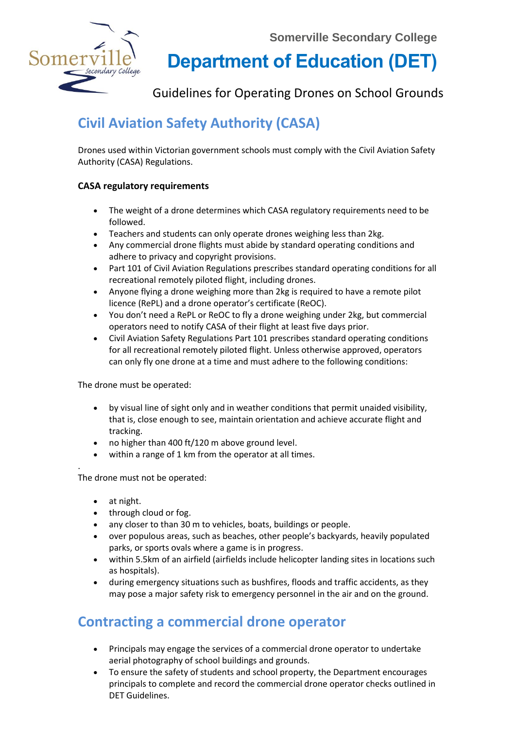Somerville Secondary College

# Department of Education (DET)

Guidelines for Operating Drones on School Grounds

## Civil Aviation Safety Authority (CASA)

Drones used within Victorian government schools must comply with the Civil Aviation Safety Authority (CASA) Regulations.

**CASA regulatory requirements**

- The weight of a drone determines which CASA regulatory requirements need to be followed.
- Teachers and students can only operate drones weighing less than 2kg.
- Any commercial drone flights must abide by standard operating conditions and adhere to privacy and copyright provisions.
- Part 101 of Civil Aviation Regulations prescribes standard operating conditions for all recreational remotely piloted flight, including drones.
- Anyone flying a drone weighing more than 2kg is required to have a remote pilot licence (RePL) and a drone operator's certificate (ReOC).
- You don't need a RePL or ReOC to fly a drone weighing under 2kg, but commercial operators need to notify CASA of their flight at least five days prior.
- Civil Aviation Safety Regulations Part 101 prescribes standard operating conditions for all recreational remotely piloted flight. Unless otherwise approved, operators can only fly one drone at a time and must adhere to the following conditions:

The drone must be operated:

- by visual line of sight only and in weather conditions that permit unaided visibility, that is, close enough to see, maintain orientation and achieve accurate flight and tracking.
- no higher than 400 ft/120 m above ground level.
- within a range of 1 km from the operator at all times.

.
The drone must not be operated:

- at night.
- through cloud or fog.
- any closer to than 30 m to vehicles, boats, buildings or people.
- over populous areas, such as beaches, other people's backyards, heavily populated parks, or sports ovals where a game is in progress.
- within 5.5km of an airfield (airfields include helicopter landing sites in locations such as hospitals).
- during emergency situations such as bushfires, floods and traffic accidents, as they may pose a major safety risk to emergency personnel in the air and on the ground.

## Contracting a commercial drone operator

- Principals may engage the services of a commercial drone operator to undertake aerial photography of school buildings and grounds.
- To ensure the safety of students and school property, the Department encourages principals to complete and record the commercial drone operator checks outlined in DET Guidelines.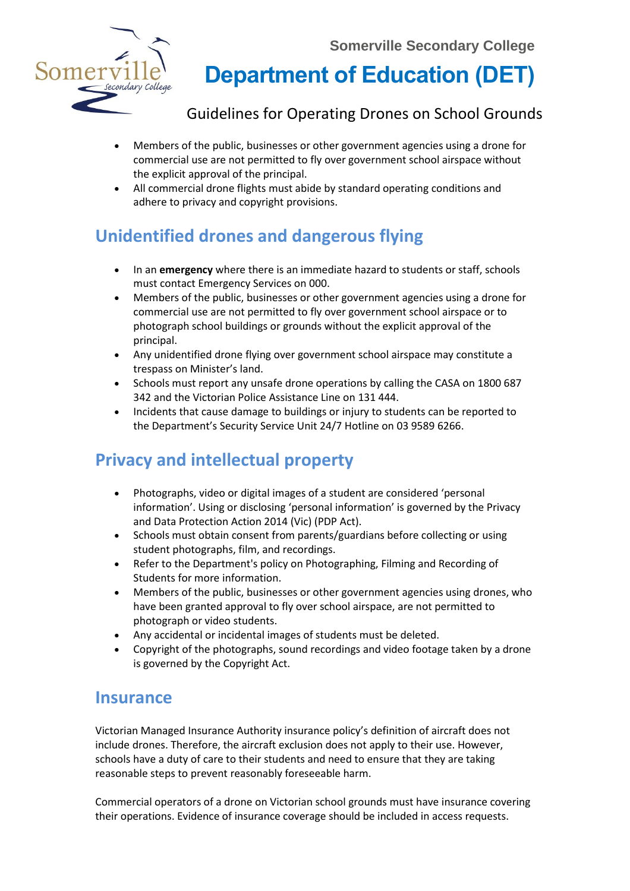- Members of the public, businesses or other government agencies using a drone for commercial use are not permitted to fly over government school airspace without the explicit approval of the principal.
- All commercial drone flights must abide by standard operating conditions and adhere to privacy and copyright provisions.

## Unidentified drones and dangerous flying

- In an **emergency** where there is an immediate hazard to students or staff, schools must contact Emergency Services on 000.
- Members of the public, businesses or other government agencies using a drone for commercial use are not permitted to fly over government school airspace or to photograph school buildings or grounds without the explicit approval of the principal.
- Any unidentified drone flying over government school airspace may constitute a trespass on Minister's land.
- Schools must report any unsafe drone operations by calling the CASA on 1800 687 342 and the Victorian Police Assistance Line on 131 444.
- Incidents that cause damage to buildings or injury to students can be reported to the Department's Security Service Unit 24/7 Hotline on 03 9589 6266.

## Privacy and intellectual property

- Photographs, video or digital images of a student are considered 'personal information'. Using or disclosing 'personal information' is governed by the Privacy and Data Protection Action 2014 (Vic) (PDP Act).
- Schools must obtain consent from parents/guardians before collecting or using student photographs, film, and recordings.
- Refer to the Department's policy on Photographing, Filming and Recording of Students for more information.
- Members of the public, businesses or other government agencies using drones, who have been granted approval to fly over school airspace, are not permitted to photograph or video students.
- Any accidental or incidental images of students must be deleted.
- Copyright of the photographs, sound recordings and video footage taken by a drone is governed by the Copyright Act.

## Insurance

Victorian Managed Insurance Authority insurance policy's definition of aircraft does not include drones. Therefore, the aircraft exclusion does not apply to their use. However, schools have a duty of care to their students and need to ensure that they are taking reasonable steps to prevent reasonably foreseeable harm.

Commercial operators of a drone on Victorian school grounds must have insurance covering their operations. Evidence of insurance coverage should be included in access requests.